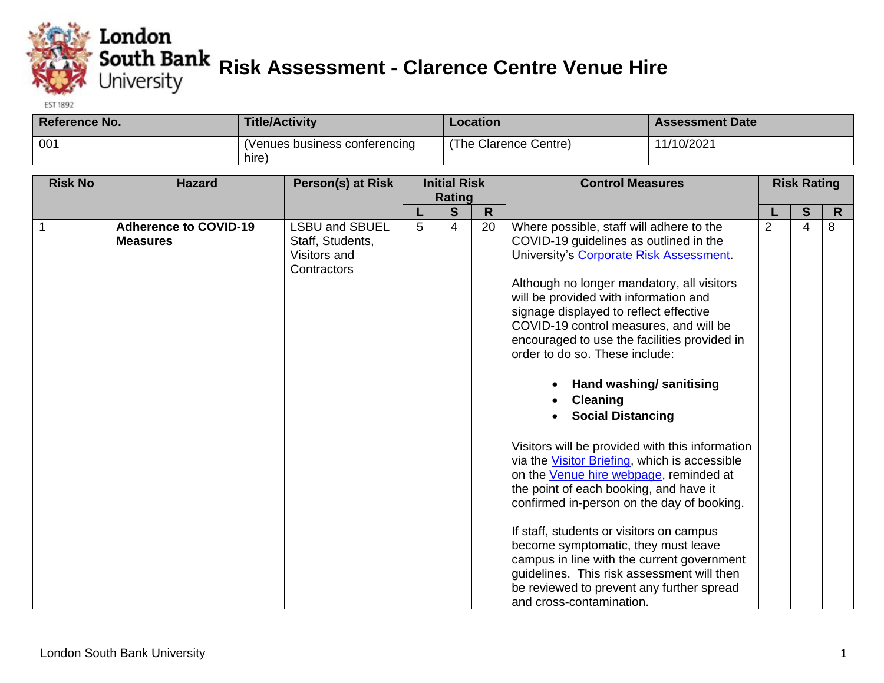# Risk Assessment - Clarence Centre Venue Hire

| Reference No. | Title/Activity | Location | Assessment Date |
|---|---|---|---|
| 001 | (Venues business conferencing hire) | (The Clarence Centre) | 11/10/2021 |

| Risk No | Hazard | Person(s) at Risk | Initial Risk Rating | | | Control Measures | Risk Rating | | |
|---|---|---|---|---|---|---|---|---|---|
| | | | L | S | R | | L | S | R |
| 1 | **Adherence to COVID-19 Measures** | LSBU and SBUEL Staff, Students, Visitors and Contractors | 5 | 4 | 20 | Where possible, staff will adhere to the COVID-19 guidelines as outlined in the University's Corporate Risk Assessment.<br><br>Although no longer mandatory, all visitors will be provided with information and signage displayed to reflect effective COVID-19 control measures, and will be encouraged to use the facilities provided in order to do so. These include:<br><br>• **Hand washing/ sanitising**<br>• **Cleaning**<br>• **Social Distancing**<br><br>Visitors will be provided with this information via the Visitor Briefing, which is accessible on the Venue hire webpage, reminded at the point of each booking, and have it confirmed in-person on the day of booking.<br><br>If staff, students or visitors on campus become symptomatic, they must leave campus in line with the current government guidelines. This risk assessment will then be reviewed to prevent any further spread and cross-contamination. | 2 | 4 | 8 |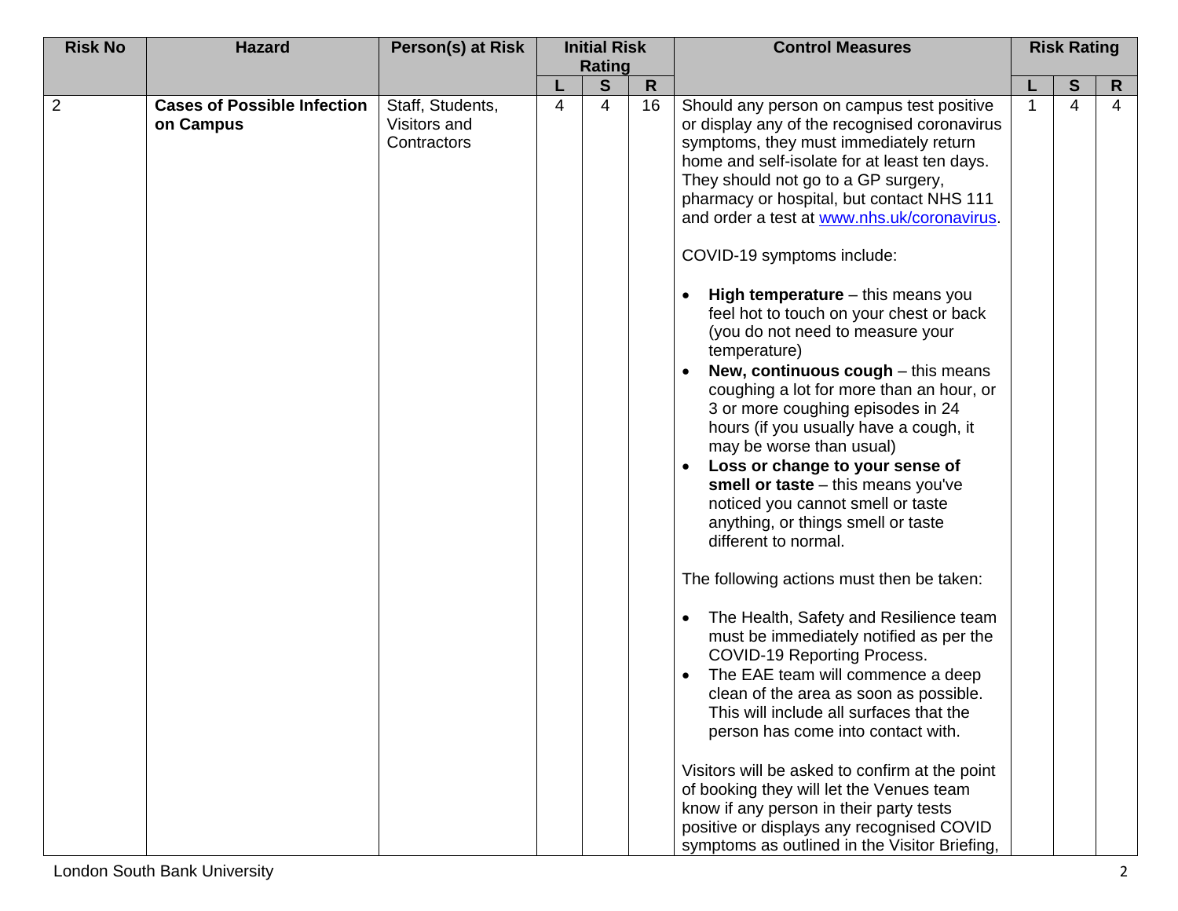| Risk No | Hazard | Person(s) at Risk | Initial Risk Rating | | | Control Measures | Risk Rating | | |
|---|---|---|---|---|---|---|---|---|---|
| | | | L | S | R | | L | S | R |
| 2 | **Cases of Possible Infection on Campus** | Staff, Students, Visitors and Contractors | 4 | 4 | 16 | Should any person on campus test positive or display any of the recognised coronavirus symptoms, they must immediately return home and self-isolate for at least ten days. They should not go to a GP surgery, pharmacy or hospital, but contact NHS 111 and order a test at [www.nhs.uk/coronavirus](http://www.nhs.uk/coronavirus).<br><br>COVID-19 symptoms include:<br><br>• **High temperature** – this means you feel hot to touch on your chest or back (you do not need to measure your temperature)<br>• **New, continuous cough** – this means coughing a lot for more than an hour, or 3 or more coughing episodes in 24 hours (if you usually have a cough, it may be worse than usual)<br>• **Loss or change to your sense of smell or taste** – this means you've noticed you cannot smell or taste anything, or things smell or taste different to normal.<br><br>The following actions must then be taken:<br><br>• The Health, Safety and Resilience team must be immediately notified as per the COVID-19 Reporting Process.<br>• The EAE team will commence a deep clean of the area as soon as possible. This will include all surfaces that the person has come into contact with.<br><br>Visitors will be asked to confirm at the point of booking they will let the Venues team know if any person in their party tests positive or displays any recognised COVID symptoms as outlined in the Visitor Briefing, | 1 | 4 | 4 |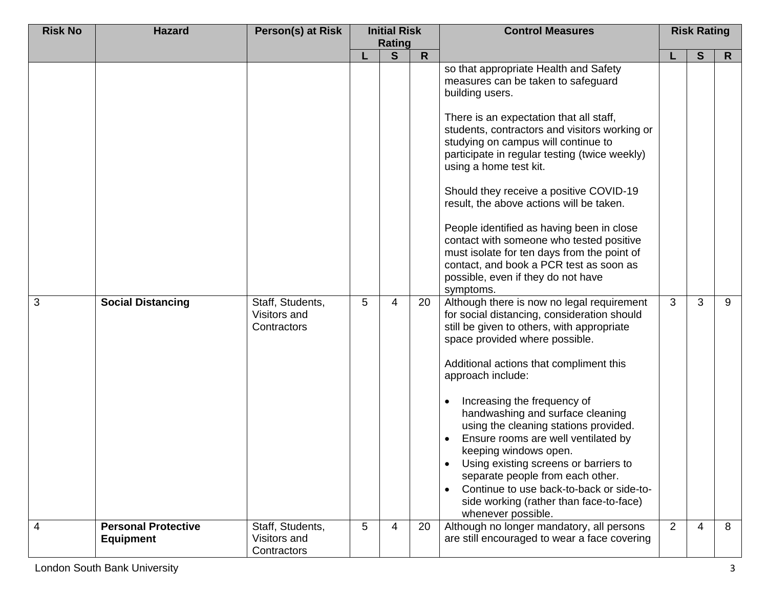| Risk No | Hazard | Person(s) at Risk | Initial Risk Rating | | | Control Measures | Risk Rating | | |
|---|---|---|---|---|---|---|---|---|---|
| | | | L | S | R | | L | S | R |
| | | | | | | so that appropriate Health and Safety measures can be taken to safeguard building users.<br><br>There is an expectation that all staff, students, contractors and visitors working or studying on campus will continue to participate in regular testing (twice weekly) using a home test kit.<br><br>Should they receive a positive COVID-19 result, the above actions will be taken.<br><br>People identified as having been in close contact with someone who tested positive must isolate for ten days from the point of contact, and book a PCR test as soon as possible, even if they do not have symptoms. | | | |
| 3 | **Social Distancing** | Staff, Students, Visitors and Contractors | 5 | 4 | 20 | Although there is now no legal requirement for social distancing, consideration should still be given to others, with appropriate space provided where possible.<br><br>Additional actions that compliment this approach include:<br><br>• Increasing the frequency of handwashing and surface cleaning using the cleaning stations provided.<br>• Ensure rooms are well ventilated by keeping windows open.<br>• Using existing screens or barriers to separate people from each other.<br>• Continue to use back-to-back or side-to-side working (rather than face-to-face) whenever possible. | 3 | 3 | 9 |
| 4 | **Personal Protective Equipment** | Staff, Students, Visitors and Contractors | 5 | 4 | 20 | Although no longer mandatory, all persons are still encouraged to wear a face covering | 2 | 4 | 8 |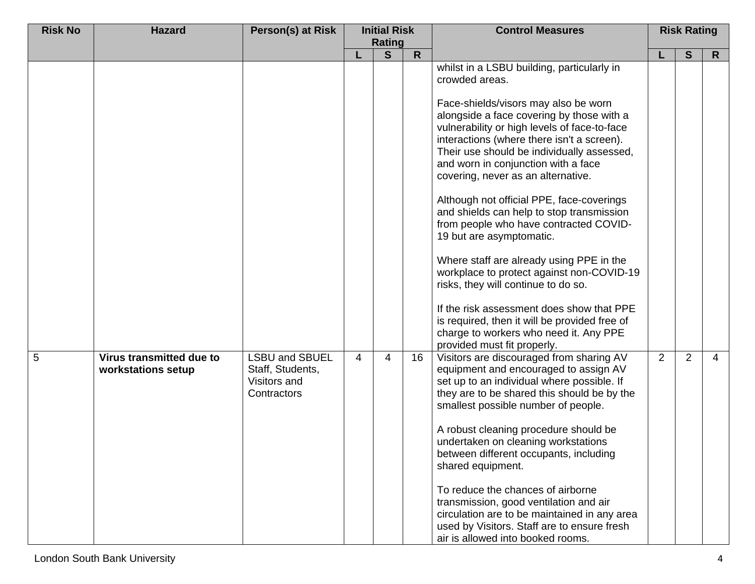| Risk No | Hazard | Person(s) at Risk | Initial Risk Rating | | | Control Measures | Risk Rating | | |
|---|---|---|---|---|---|---|---|---|---|
| | | | L | S | R | | L | S | R |
| | | | | | | whilst in a LSBU building, particularly in crowded areas.<br><br>Face-shields/visors may also be worn alongside a face covering by those with a vulnerability or high levels of face-to-face interactions (where there isn't a screen). Their use should be individually assessed, and worn in conjunction with a face covering, never as an alternative.<br><br>Although not official PPE, face-coverings and shields can help to stop transmission from people who have contracted COVID-19 but are asymptomatic.<br><br>Where staff are already using PPE in the workplace to protect against non-COVID-19 risks, they will continue to do so.<br><br>If the risk assessment does show that PPE is required, then it will be provided free of charge to workers who need it. Any PPE provided must fit properly. | | | |
| 5 | **Virus transmitted due to workstations setup** | LSBU and SBUEL Staff, Students, Visitors and Contractors | 4 | 4 | 16 | Visitors are discouraged from sharing AV equipment and encouraged to assign AV set up to an individual where possible. If they are to be shared this should be by the smallest possible number of people.<br><br>A robust cleaning procedure should be undertaken on cleaning workstations between different occupants, including shared equipment.<br><br>To reduce the chances of airborne transmission, good ventilation and air circulation are to be maintained in any area used by Visitors. Staff are to ensure fresh air is allowed into booked rooms. | 2 | 2 | 4 |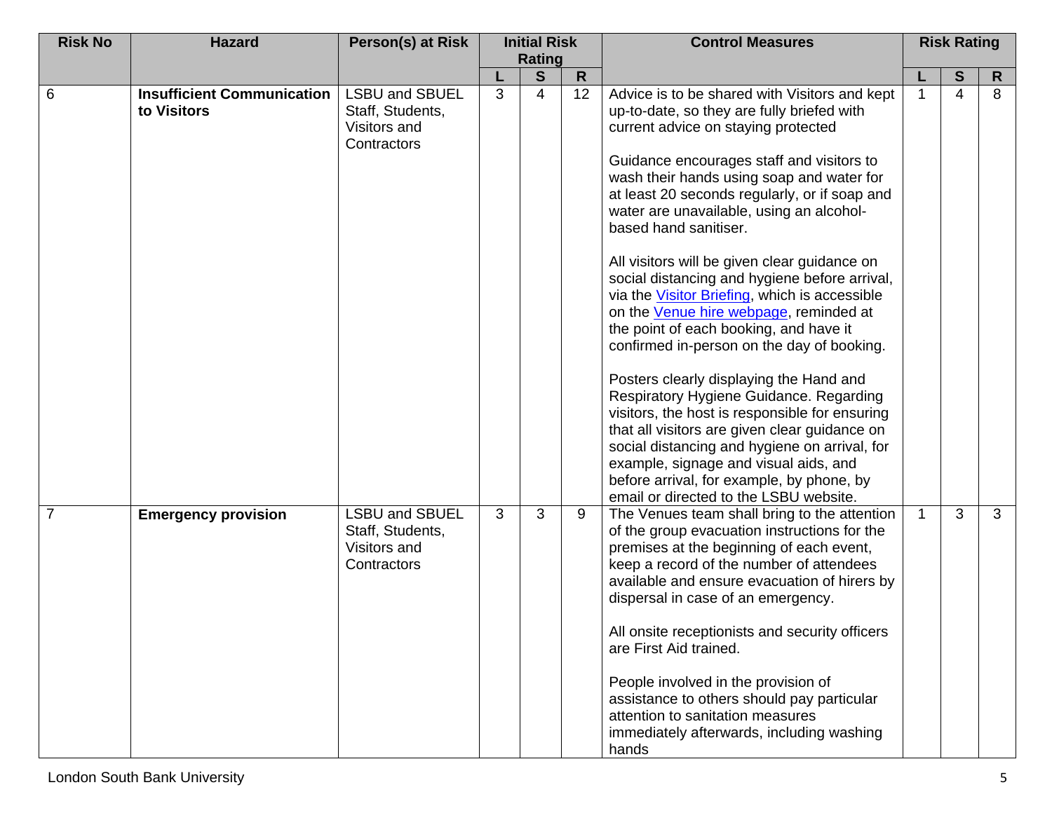| Risk No | Hazard | Person(s) at Risk | Initial Risk Rating | | | Control Measures | Risk Rating | | |
|---|---|---|---|---|---|---|---|---|---|
| | | | L | S | R | | L | S | R |
| 6 | **Insufficient Communication to Visitors** | LSBU and SBUEL Staff, Students, Visitors and Contractors | 3 | 4 | 12 | Advice is to be shared with Visitors and kept up-to-date, so they are fully briefed with current advice on staying protected<br><br>Guidance encourages staff and visitors to wash their hands using soap and water for at least 20 seconds regularly, or if soap and water are unavailable, using an alcohol-based hand sanitiser.<br><br>All visitors will be given clear guidance on social distancing and hygiene before arrival, via the Visitor Briefing, which is accessible on the Venue hire webpage, reminded at the point of each booking, and have it confirmed in-person on the day of booking.<br><br>Posters clearly displaying the Hand and Respiratory Hygiene Guidance. Regarding visitors, the host is responsible for ensuring that all visitors are given clear guidance on social distancing and hygiene on arrival, for example, signage and visual aids, and before arrival, for example, by phone, by email or directed to the LSBU website. | 1 | 4 | 8 |
| 7 | **Emergency provision** | LSBU and SBUEL Staff, Students, Visitors and Contractors | 3 | 3 | 9 | The Venues team shall bring to the attention of the group evacuation instructions for the premises at the beginning of each event, keep a record of the number of attendees available and ensure evacuation of hirers by dispersal in case of an emergency.<br><br>All onsite receptionists and security officers are First Aid trained.<br><br>People involved in the provision of assistance to others should pay particular attention to sanitation measures immediately afterwards, including washing hands | 1 | 3 | 3 |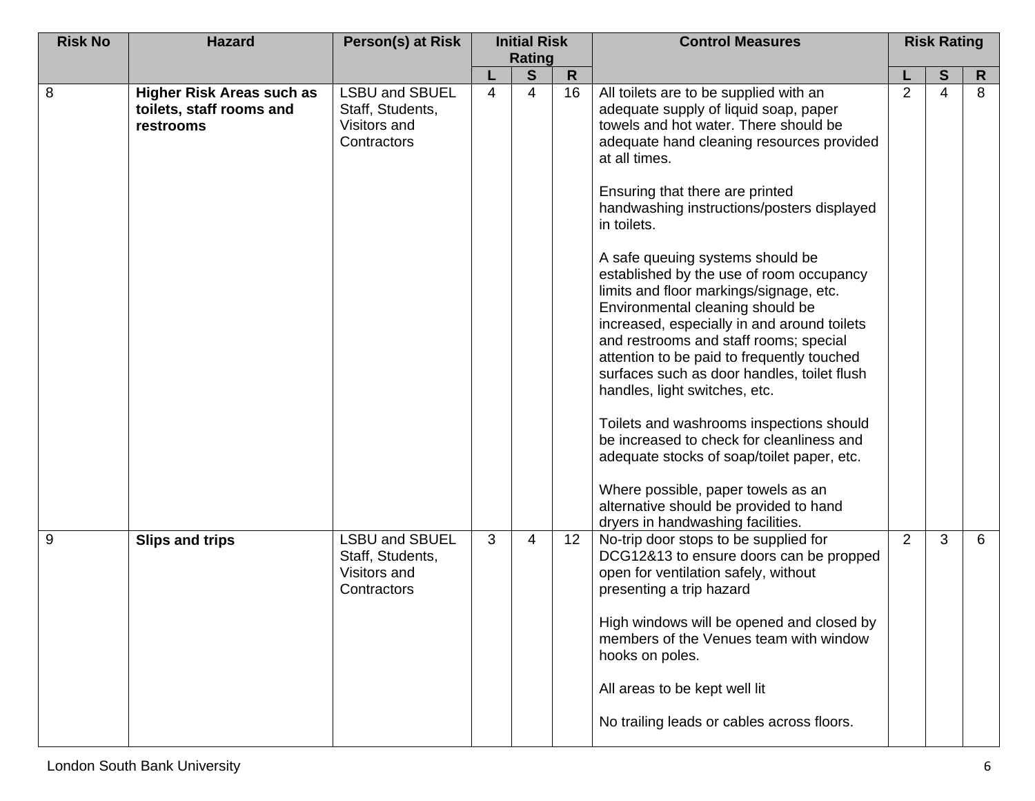| Risk No | Hazard | Person(s) at Risk | Initial Risk Rating | | | Control Measures | Risk Rating | | |
|---|---|---|---|---|---|---|---|---|---|
| | | | L | S | R | | L | S | R |
| 8 | **Higher Risk Areas such as toilets, staff rooms and restrooms** | LSBU and SBUEL Staff, Students, Visitors and Contractors | 4 | 4 | 16 | All toilets are to be supplied with an adequate supply of liquid soap, paper towels and hot water. There should be adequate hand cleaning resources provided at all times.<br><br>Ensuring that there are printed handwashing instructions/posters displayed in toilets.<br><br>A safe queuing systems should be established by the use of room occupancy limits and floor markings/signage, etc. Environmental cleaning should be increased, especially in and around toilets and restrooms and staff rooms; special attention to be paid to frequently touched surfaces such as door handles, toilet flush handles, light switches, etc.<br><br>Toilets and washrooms inspections should be increased to check for cleanliness and adequate stocks of soap/toilet paper, etc.<br><br>Where possible, paper towels as an alternative should be provided to hand dryers in handwashing facilities. | 2 | 4 | 8 |
| 9 | **Slips and trips** | LSBU and SBUEL Staff, Students, Visitors and Contractors | 3 | 4 | 12 | No-trip door stops to be supplied for DCG12&13 to ensure doors can be propped open for ventilation safely, without presenting a trip hazard<br><br>High windows will be opened and closed by members of the Venues team with window hooks on poles.<br><br>All areas to be kept well lit<br><br>No trailing leads or cables across floors. | 2 | 3 | 6 |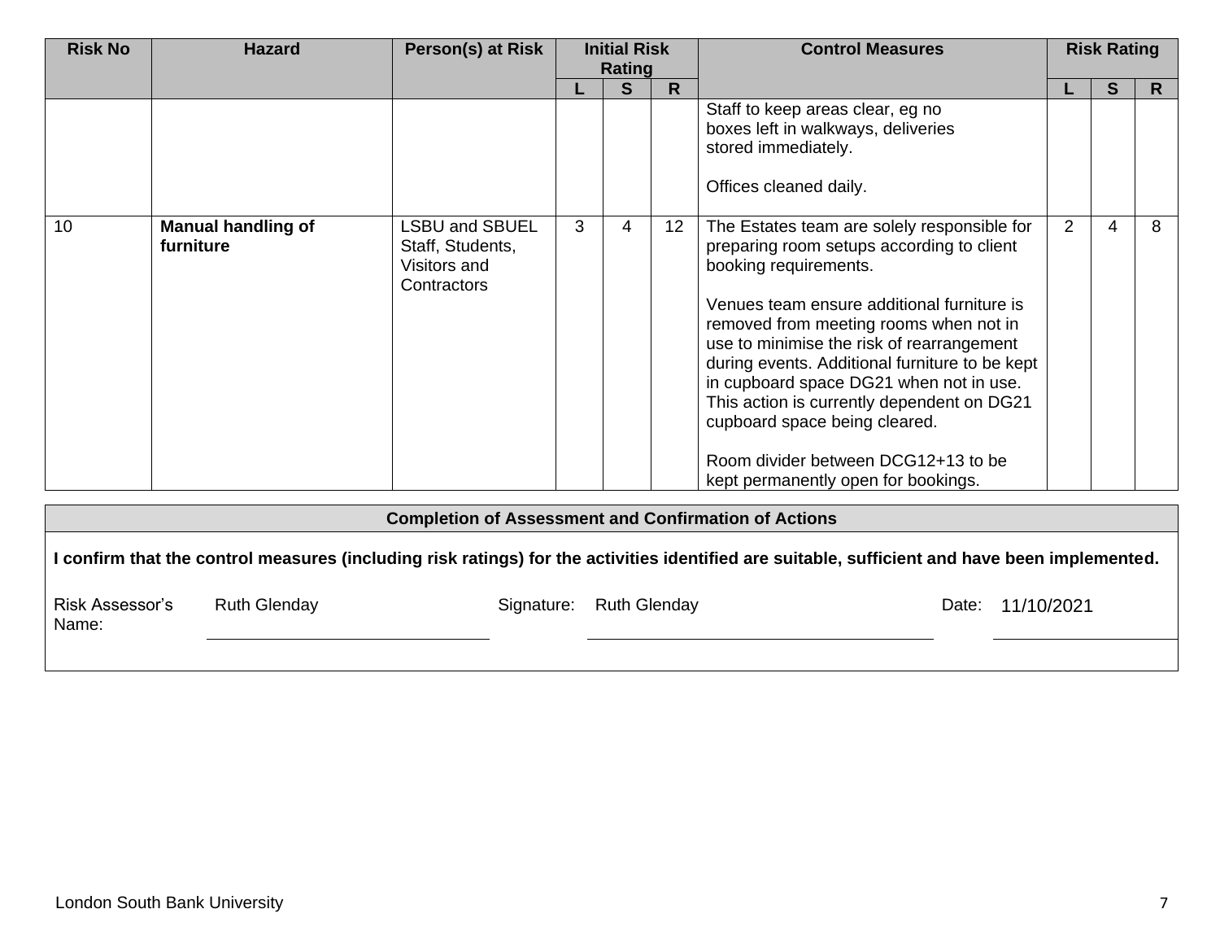| Risk No | Hazard | Person(s) at Risk | Initial Risk Rating | | | Control Measures | Risk Rating | | |
|---|---|---|---|---|---|---|---|---|---|
| | | | L | S | R | | L | S | R |
| | | | | | | Staff to keep areas clear, eg no boxes left in walkways, deliveries stored immediately.<br><br>Offices cleaned daily. | | | |
| 10 | **Manual handling of furniture** | LSBU and SBUEL Staff, Students, Visitors and Contractors | 3 | 4 | 12 | The Estates team are solely responsible for preparing room setups according to client booking requirements.<br><br>Venues team ensure additional furniture is removed from meeting rooms when not in use to minimise the risk of rearrangement during events. Additional furniture to be kept in cupboard space DG21 when not in use. This action is currently dependent on DG21 cupboard space being cleared.<br><br>Room divider between DCG12+13 to be kept permanently open for bookings. | 2 | 4 | 8 |

| Completion of Assessment and Confirmation of Actions |
|---|

**I confirm that the control measures (including risk ratings) for the activities identified are suitable, sufficient and have been implemented.**

Risk Assessor's Name: Ruth Glenday

Signature: Ruth Glenday

Date: 11/10/2021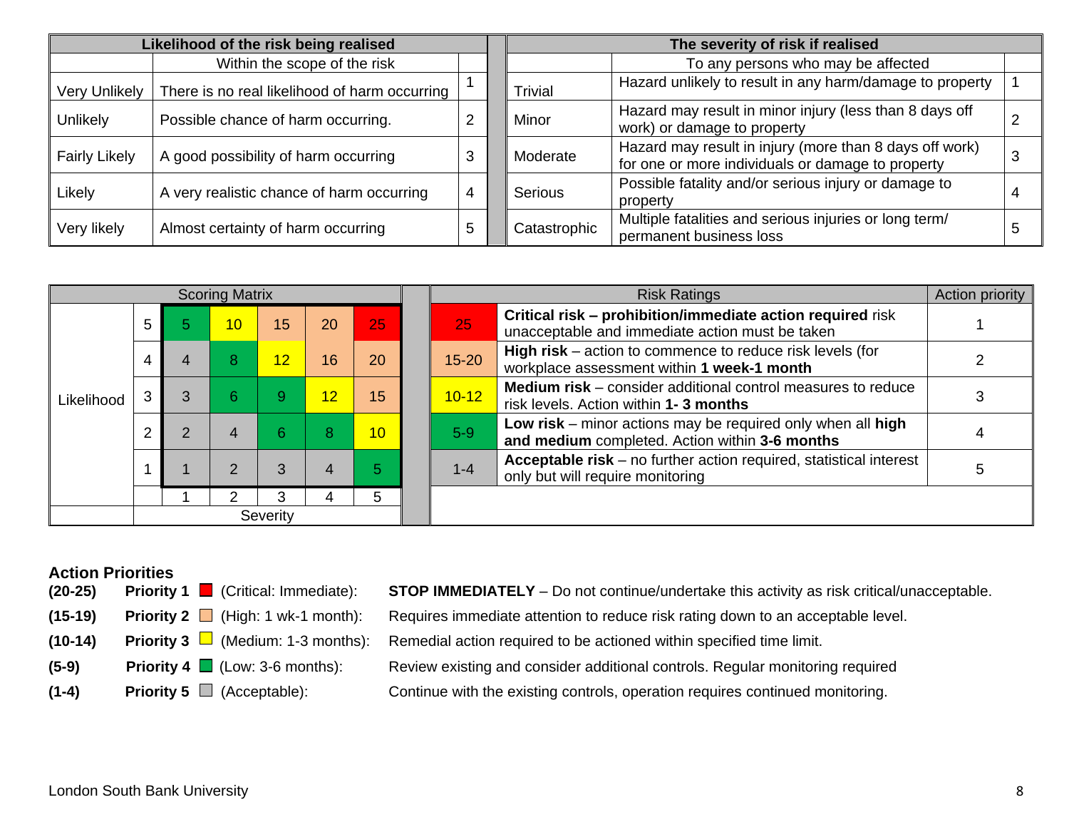| Likelihood of the risk being realised | | |
|---|---|---|
| | Within the scope of the risk | |
| Very Unlikely | There is no real likelihood of harm occurring | 1 |
| Unlikely | Possible chance of harm occurring. | 2 |
| Fairly Likely | A good possibility of harm occurring | 3 |
| Likely | A very realistic chance of harm occurring | 4 |
| Very likely | Almost certainty of harm occurring | 5 |

| The severity of risk if realised | | |
|---|---|---|
| | To any persons who may be affected | |
| Trivial | Hazard unlikely to result in any harm/damage to property | 1 |
| Minor | Hazard may result in minor injury (less than 8 days off work) or damage to property | 2 |
| Moderate | Hazard may result in injury (more than 8 days off work) for one or more individuals or damage to property | 3 |
| Serious | Possible fatality and/or serious injury or damage to property | 4 |
| Catastrophic | Multiple fatalities and serious injuries or long term/ permanent business loss | 5 |

| Scoring Matrix | | | | | | |
|---|---|---|---|---|---|---|
| Likelihood | 5 | 5 | 10 | 15 | 20 | 25 |
| | 4 | 4 | 8 | 12 | 16 | 20 |
| | 3 | 3 | 6 | 9 | 12 | 15 |
| | 2 | 2 | 4 | 6 | 8 | 10 |
| | 1 | 1 | 2 | 3 | 4 | 5 |
| | | 1 | 2 | 3 | 4 | 5 |
| | Severity | | | | | |

| Risk Ratings | | Action priority |
|---|---|---|
| 25 | **Critical risk – prohibition/immediate action required** risk unacceptable and immediate action must be taken | 1 |
| 15-20 | **High risk** – action to commence to reduce risk levels (for workplace assessment within **1 week-1 month** | 2 |
| 10-12 | **Medium risk** – consider additional control measures to reduce risk levels. Action within **1- 3 months** | 3 |
| 5-9 | **Low risk** – minor actions may be required only when all **high and medium** completed. Action within **3-6 months** | 4 |
| 1-4 | **Acceptable risk** – no further action required, statistical interest only but will require monitoring | 5 |

**Action Priorities**

| | | | |
|---|---|---|---|
| **(20-25)** | **Priority 1** | (Critical: Immediate): | **STOP IMMEDIATELY** – Do not continue/undertake this activity as risk critical/unacceptable. |
| **(15-19)** | **Priority 2** | (High: 1 wk-1 month): | Requires immediate attention to reduce risk rating down to an acceptable level. |
| **(10-14)** | **Priority 3** | (Medium: 1-3 months): | Remedial action required to be actioned within specified time limit. |
| **(5-9)** | **Priority 4** | (Low: 3-6 months): | Review existing and consider additional controls. Regular monitoring required |
| **(1-4)** | **Priority 5** | (Acceptable): | Continue with the existing controls, operation requires continued monitoring. |